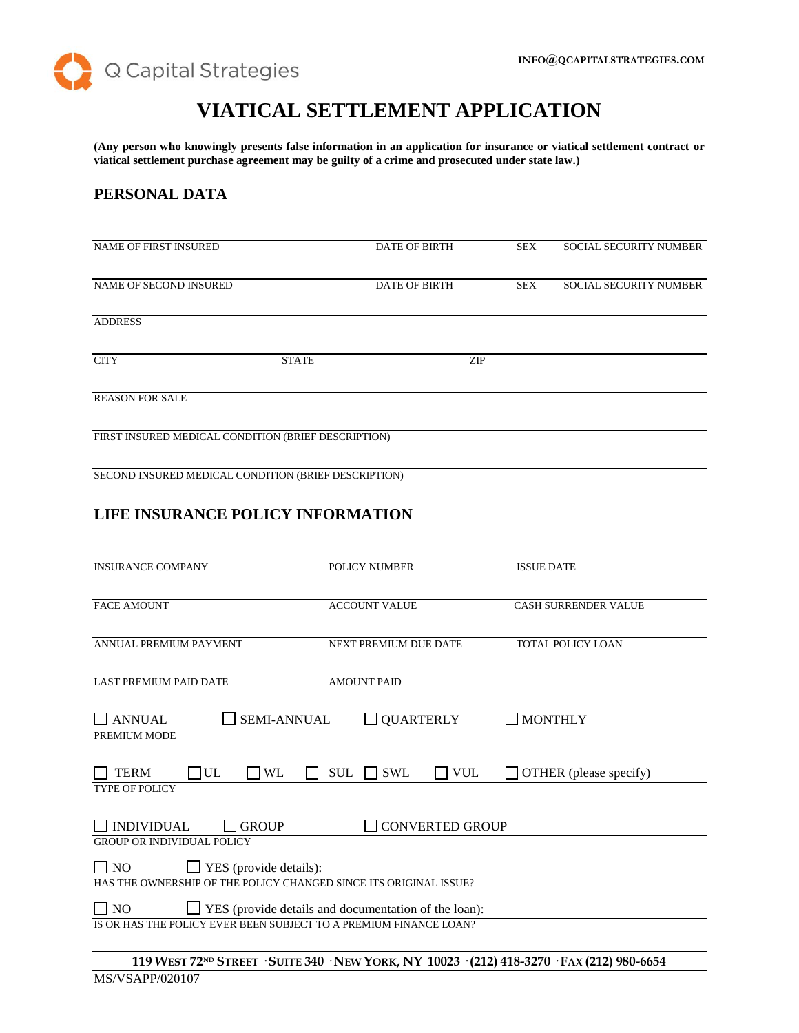Q Capital Strategies

INFO@QCAPITALSTRATEGIES.COM

# VIATICAL SETTLEMENT APPLICATION

**(Any person who knowingly presents false information in an application for insurance or viatical settlement contract or viatical settlement purchase agreement may be guilty of a crime and prosecuted under state law.)**

## PERSONAL DATA

| NAME OF FIRST INSURED | DATE OF BIRTH | SEX | SOCIAL SECURITY NUMBER |
|---|---|---|---|
| NAME OF SECOND INSURED | DATE OF BIRTH | SEX | SOCIAL SECURITY NUMBER |

ADDRESS

| CITY | STATE | ZIP |
|---|---|---|

REASON FOR SALE

FIRST INSURED MEDICAL CONDITION (BRIEF DESCRIPTION)

SECOND INSURED MEDICAL CONDITION (BRIEF DESCRIPTION)

## LIFE INSURANCE POLICY INFORMATION

| INSURANCE COMPANY | POLICY NUMBER | ISSUE DATE |
|---|---|---|
| FACE AMOUNT | ACCOUNT VALUE | CASH SURRENDER VALUE |
| ANNUAL PREMIUM PAYMENT | NEXT PREMIUM DUE DATE | TOTAL POLICY LOAN |
| LAST PREMIUM PAID DATE | AMOUNT PAID | |

☐ ANNUAL ☐ SEMI-ANNUAL ☐ QUARTERLY ☐ MONTHLY

PREMIUM MODE

☐ TERM ☐ UL ☐ WL ☐ SUL ☐ SWL ☐ VUL ☐ OTHER (please specify)

TYPE OF POLICY

☐ INDIVIDUAL ☐ GROUP ☐ CONVERTED GROUP

GROUP OR INDIVIDUAL POLICY

☐ NO ☐ YES (provide details):

HAS THE OWNERSHIP OF THE POLICY CHANGED SINCE ITS ORIGINAL ISSUE?

☐ NO ☐ YES (provide details and documentation of the loan):

IS OR HAS THE POLICY EVER BEEN SUBJECT TO A PREMIUM FINANCE LOAN?

119 WEST 72ND STREET · SUITE 340 · NEW YORK, NY 10023 · (212) 418-3270 · FAX (212) 980-6654

MS/VSAPP/020107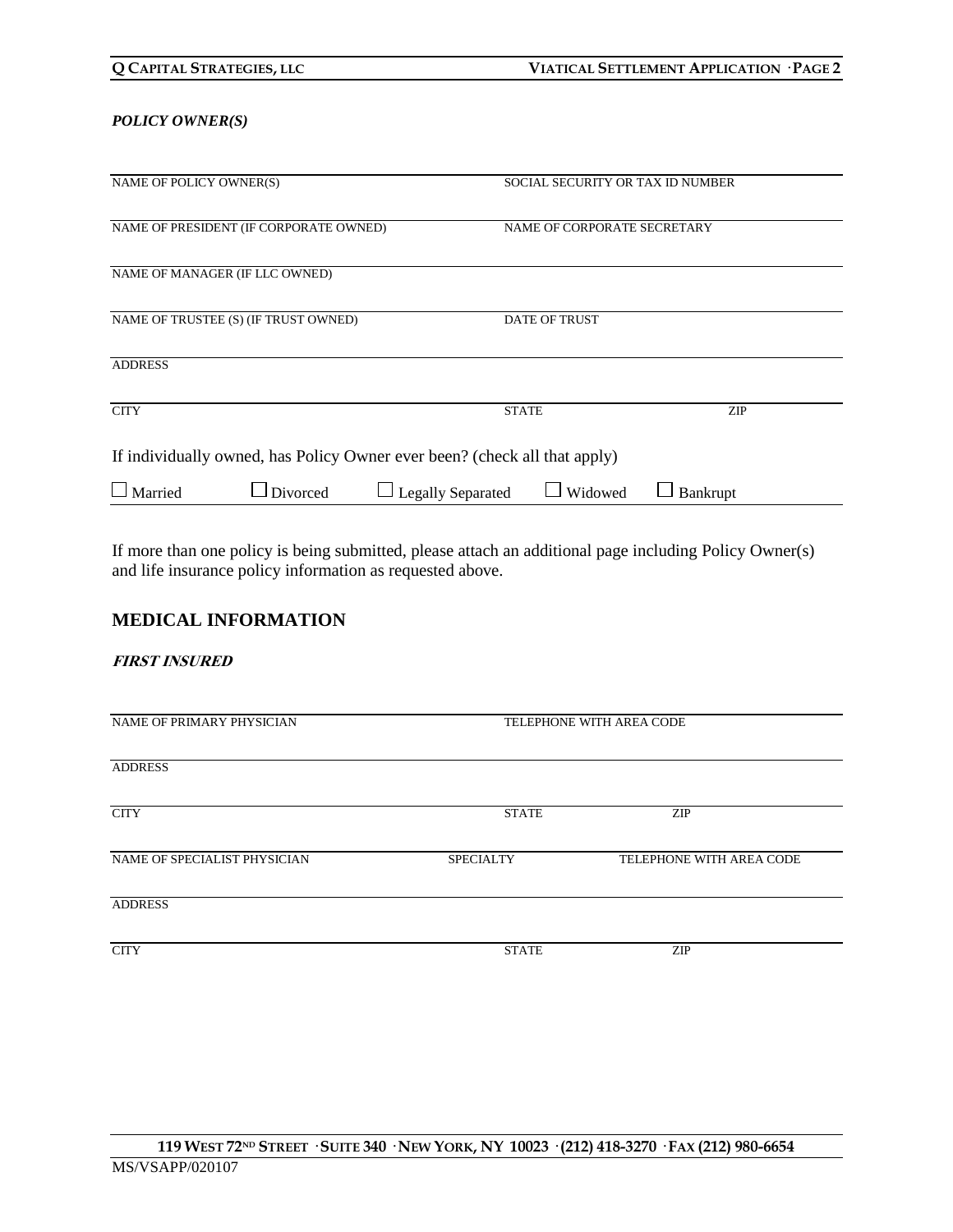*POLICY OWNER(S)*

| | | |
|---|---|---|
| NAME OF POLICY OWNER(S) | SOCIAL SECURITY OR TAX ID NUMBER | |
| NAME OF PRESIDENT (IF CORPORATE OWNED) | NAME OF CORPORATE SECRETARY | |
| NAME OF MANAGER (IF LLC OWNED) | | |
| NAME OF TRUSTEE (S) (IF TRUST OWNED) | DATE OF TRUST | |
| ADDRESS | | |
| CITY | STATE | ZIP |

If individually owned, has Policy Owner ever been? (check all that apply)

☐ Married ☐ Divorced ☐ Legally Separated ☐ Widowed ☐ Bankrupt

If more than one policy is being submitted, please attach an additional page including Policy Owner(s) and life insurance policy information as requested above.

## MEDICAL INFORMATION

***FIRST INSURED***

| | | |
|---|---|---|
| NAME OF PRIMARY PHYSICIAN | TELEPHONE WITH AREA CODE | |
| ADDRESS | | |
| CITY | STATE | ZIP |
| NAME OF SPECIALIST PHYSICIAN | SPECIALTY | TELEPHONE WITH AREA CODE |
| ADDRESS | | |
| CITY | STATE | ZIP |

119 WEST 72ND STREET · SUITE 340 · NEW YORK, NY 10023 · (212) 418-3270 · FAX (212) 980-6654

MS/VSAPP/020107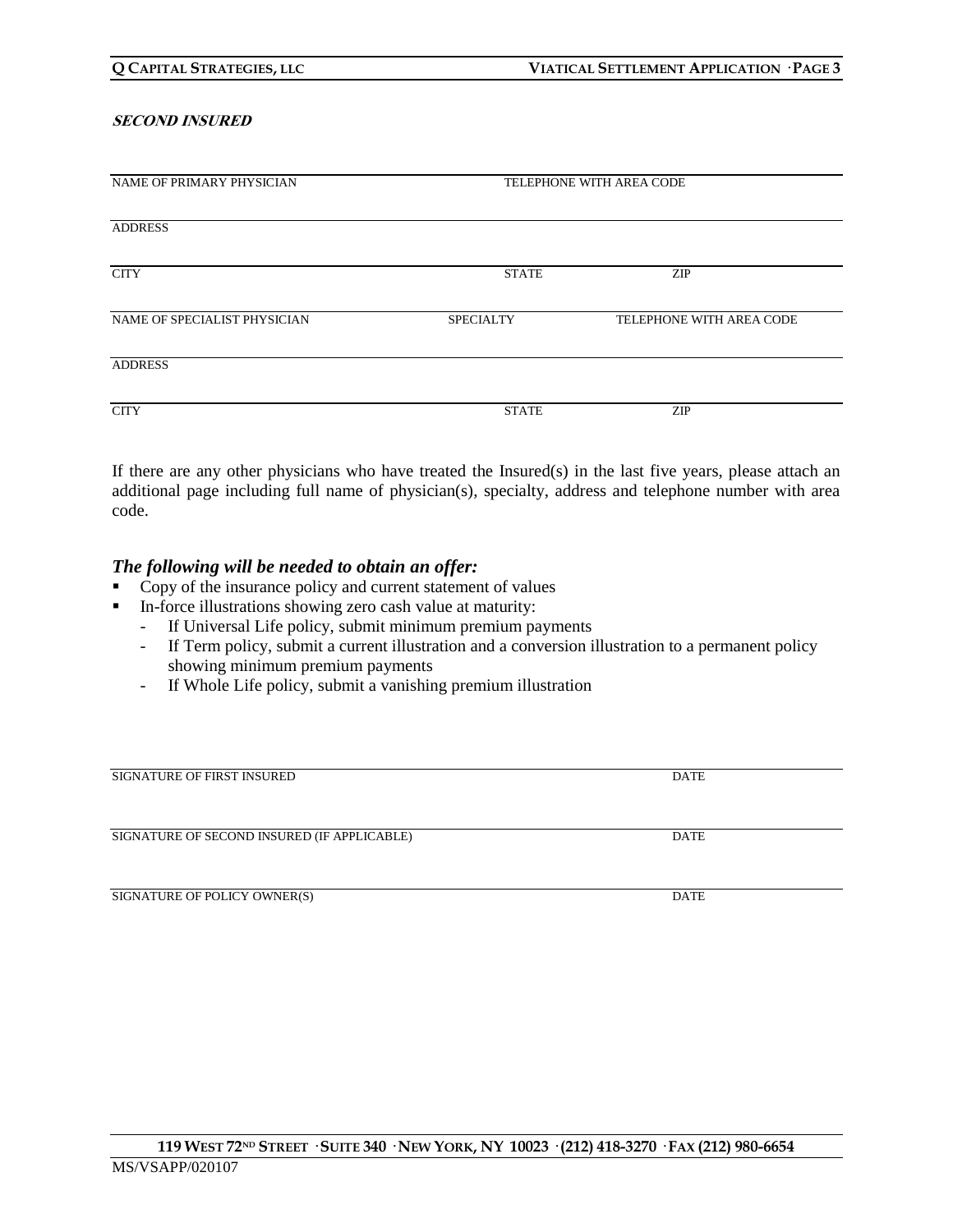***SECOND INSURED***

NAME OF PRIMARY PHYSICIAN TELEPHONE WITH AREA CODE

ADDRESS

CITY STATE ZIP

NAME OF SPECIALIST PHYSICIAN SPECIALTY TELEPHONE WITH AREA CODE

ADDRESS

CITY STATE ZIP

If there are any other physicians who have treated the Insured(s) in the last five years, please attach an additional page including full name of physician(s), specialty, address and telephone number with area code.

### *The following will be needed to obtain an offer:*

- Copy of the insurance policy and current statement of values
- In-force illustrations showing zero cash value at maturity:
  - If Universal Life policy, submit minimum premium payments
  - If Term policy, submit a current illustration and a conversion illustration to a permanent policy showing minimum premium payments
  - If Whole Life policy, submit a vanishing premium illustration

SIGNATURE OF FIRST INSURED DATE

SIGNATURE OF SECOND INSURED (IF APPLICABLE) DATE

SIGNATURE OF POLICY OWNER(S) DATE

119 WEST 72ND STREET · SUITE 340 · NEW YORK, NY 10023 · (212) 418-3270 · FAX (212) 980-6654

MS/VSAPP/020107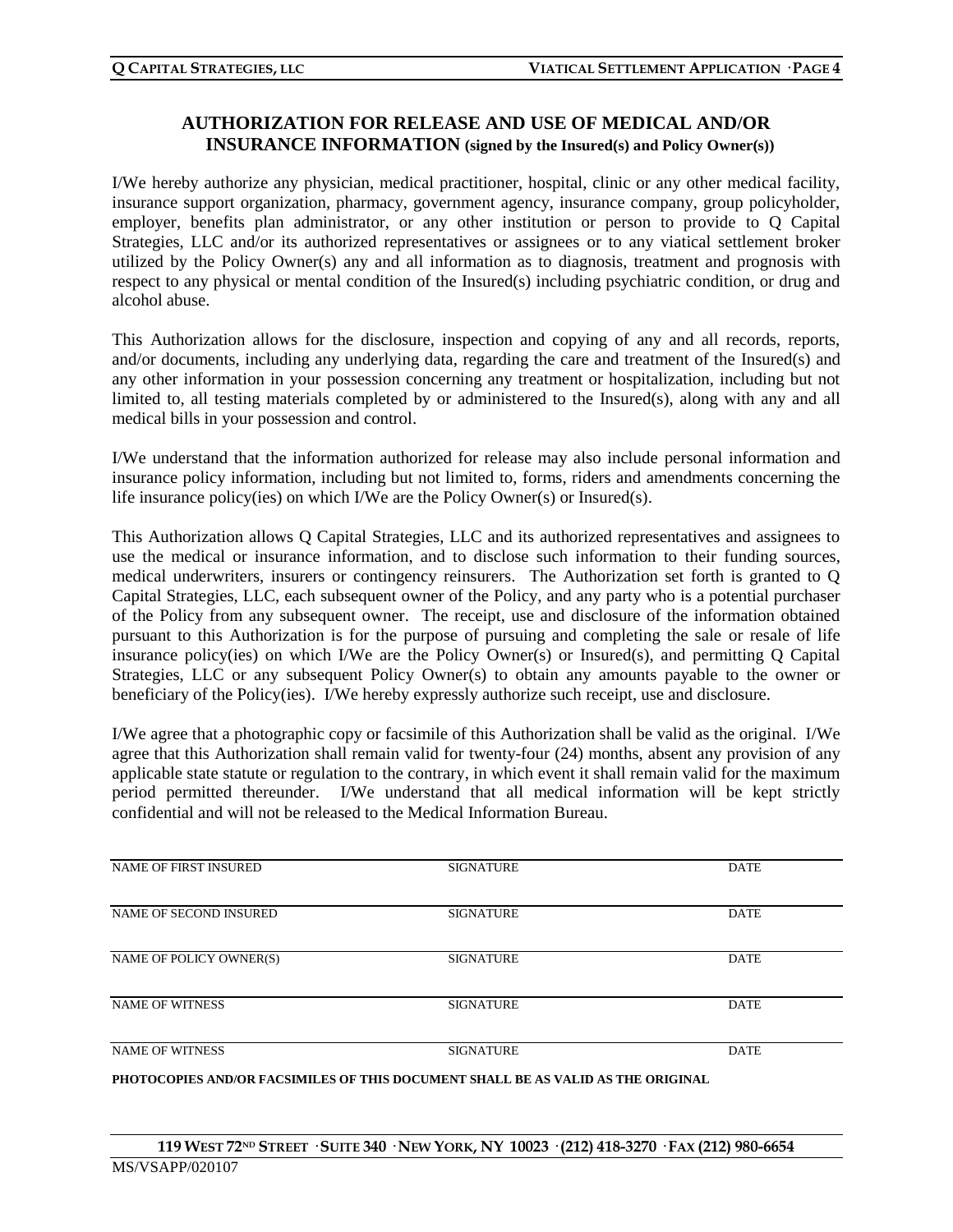## AUTHORIZATION FOR RELEASE AND USE OF MEDICAL AND/OR INSURANCE INFORMATION (signed by the Insured(s) and Policy Owner(s))

I/We hereby authorize any physician, medical practitioner, hospital, clinic or any other medical facility, insurance support organization, pharmacy, government agency, insurance company, group policyholder, employer, benefits plan administrator, or any other institution or person to provide to Q Capital Strategies, LLC and/or its authorized representatives or assignees or to any viatical settlement broker utilized by the Policy Owner(s) any and all information as to diagnosis, treatment and prognosis with respect to any physical or mental condition of the Insured(s) including psychiatric condition, or drug and alcohol abuse.

This Authorization allows for the disclosure, inspection and copying of any and all records, reports, and/or documents, including any underlying data, regarding the care and treatment of the Insured(s) and any other information in your possession concerning any treatment or hospitalization, including but not limited to, all testing materials completed by or administered to the Insured(s), along with any and all medical bills in your possession and control.

I/We understand that the information authorized for release may also include personal information and insurance policy information, including but not limited to, forms, riders and amendments concerning the life insurance policy(ies) on which I/We are the Policy Owner(s) or Insured(s).

This Authorization allows Q Capital Strategies, LLC and its authorized representatives and assignees to use the medical or insurance information, and to disclose such information to their funding sources, medical underwriters, insurers or contingency reinsurers. The Authorization set forth is granted to Q Capital Strategies, LLC, each subsequent owner of the Policy, and any party who is a potential purchaser of the Policy from any subsequent owner. The receipt, use and disclosure of the information obtained pursuant to this Authorization is for the purpose of pursuing and completing the sale or resale of life insurance policy(ies) on which I/We are the Policy Owner(s) or Insured(s), and permitting Q Capital Strategies, LLC or any subsequent Policy Owner(s) to obtain any amounts payable to the owner or beneficiary of the Policy(ies). I/We hereby expressly authorize such receipt, use and disclosure.

I/We agree that a photographic copy or facsimile of this Authorization shall be valid as the original. I/We agree that this Authorization shall remain valid for twenty-four (24) months, absent any provision of any applicable state statute or regulation to the contrary, in which event it shall remain valid for the maximum period permitted thereunder. I/We understand that all medical information will be kept strictly confidential and will not be released to the Medical Information Bureau.

| NAME OF FIRST INSURED | SIGNATURE | DATE |
|---|---|---|
| NAME OF SECOND INSURED | SIGNATURE | DATE |
| NAME OF POLICY OWNER(S) | SIGNATURE | DATE |
| NAME OF WITNESS | SIGNATURE | DATE |
| NAME OF WITNESS | SIGNATURE | DATE |

**PHOTOCOPIES AND/OR FACSIMILES OF THIS DOCUMENT SHALL BE AS VALID AS THE ORIGINAL**

**119 WEST 72ND STREET · SUITE 340 · NEW YORK, NY 10023 · (212) 418-3270 · FAX (212) 980-6654**

MS/VSAPP/020107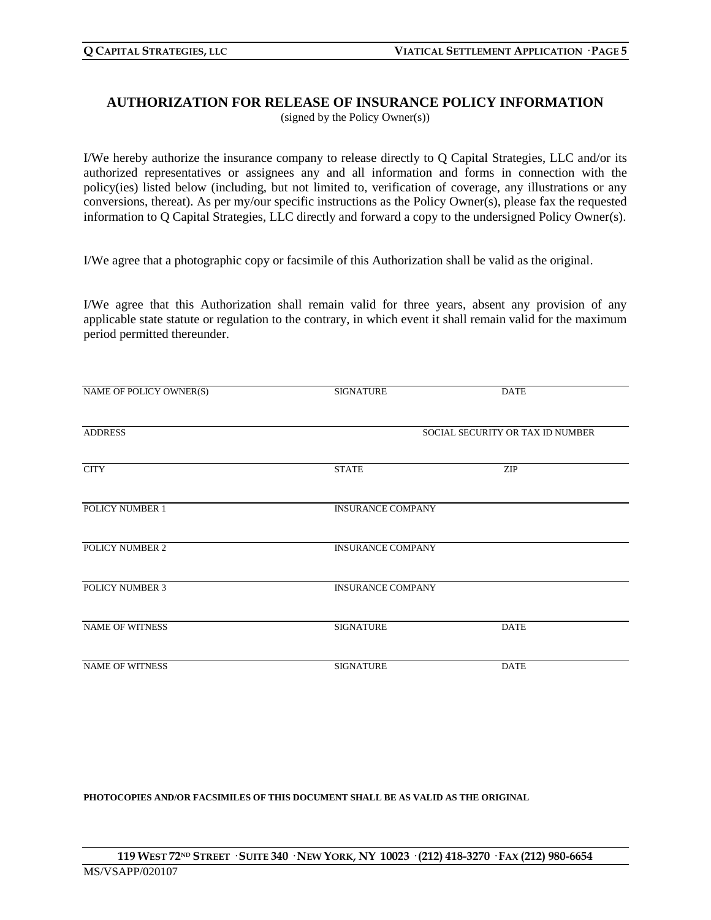## AUTHORIZATION FOR RELEASE OF INSURANCE POLICY INFORMATION

(signed by the Policy Owner(s))

I/We hereby authorize the insurance company to release directly to Q Capital Strategies, LLC and/or its authorized representatives or assignees any and all information and forms in connection with the policy(ies) listed below (including, but not limited to, verification of coverage, any illustrations or any conversions, thereat). As per my/our specific instructions as the Policy Owner(s), please fax the requested information to Q Capital Strategies, LLC directly and forward a copy to the undersigned Policy Owner(s).

I/We agree that a photographic copy or facsimile of this Authorization shall be valid as the original.

I/We agree that this Authorization shall remain valid for three years, absent any provision of any applicable state statute or regulation to the contrary, in which event it shall remain valid for the maximum period permitted thereunder.

| NAME OF POLICY OWNER(S) | SIGNATURE | DATE |
|---|---|---|
| ADDRESS | | SOCIAL SECURITY OR TAX ID NUMBER |
| CITY | STATE | ZIP |
| POLICY NUMBER 1 | INSURANCE COMPANY | |
| POLICY NUMBER 2 | INSURANCE COMPANY | |
| POLICY NUMBER 3 | INSURANCE COMPANY | |
| NAME OF WITNESS | SIGNATURE | DATE |
| NAME OF WITNESS | SIGNATURE | DATE |

**PHOTOCOPIES AND/OR FACSIMILES OF THIS DOCUMENT SHALL BE AS VALID AS THE ORIGINAL**

**119 WEST 72ND STREET · SUITE 340 · NEW YORK, NY 10023 · (212) 418-3270 · FAX (212) 980-6654**

MS/VSAPP/020107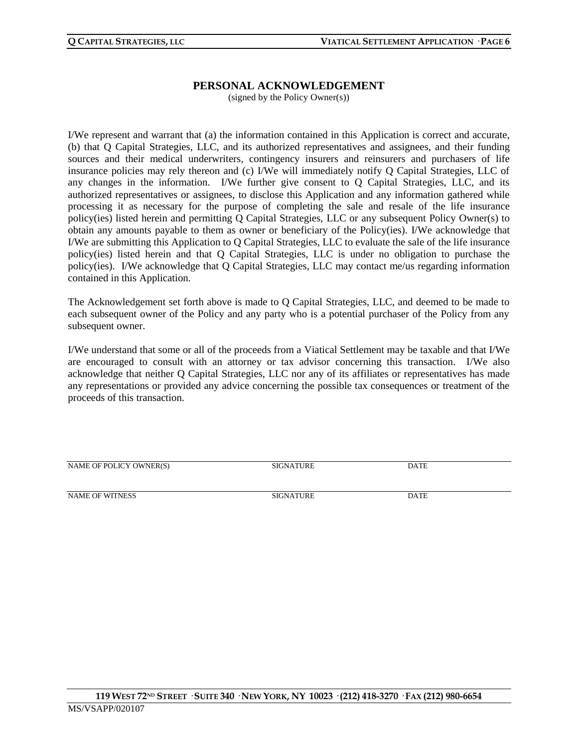# PERSONAL ACKNOWLEDGEMENT

(signed by the Policy Owner(s))

I/We represent and warrant that (a) the information contained in this Application is correct and accurate, (b) that Q Capital Strategies, LLC, and its authorized representatives and assignees, and their funding sources and their medical underwriters, contingency insurers and reinsurers and purchasers of life insurance policies may rely thereon and (c) I/We will immediately notify Q Capital Strategies, LLC of any changes in the information. I/We further give consent to Q Capital Strategies, LLC, and its authorized representatives or assignees, to disclose this Application and any information gathered while processing it as necessary for the purpose of completing the sale and resale of the life insurance policy(ies) listed herein and permitting Q Capital Strategies, LLC or any subsequent Policy Owner(s) to obtain any amounts payable to them as owner or beneficiary of the Policy(ies). I/We acknowledge that I/We are submitting this Application to Q Capital Strategies, LLC to evaluate the sale of the life insurance policy(ies) listed herein and that Q Capital Strategies, LLC is under no obligation to purchase the policy(ies). I/We acknowledge that Q Capital Strategies, LLC may contact me/us regarding information contained in this Application.

The Acknowledgement set forth above is made to Q Capital Strategies, LLC, and deemed to be made to each subsequent owner of the Policy and any party who is a potential purchaser of the Policy from any subsequent owner.

I/We understand that some or all of the proceeds from a Viatical Settlement may be taxable and that I/We are encouraged to consult with an attorney or tax advisor concerning this transaction. I/We also acknowledge that neither Q Capital Strategies, LLC nor any of its affiliates or representatives has made any representations or provided any advice concerning the possible tax consequences or treatment of the proceeds of this transaction.

_______________________________________________________________________________

NAME OF POLICY OWNER(S) SIGNATURE DATE

_______________________________________________________________________________

NAME OF WITNESS SIGNATURE DATE

119 WEST 72ND STREET · SUITE 340 · NEW YORK, NY 10023 · (212) 418-3270 · FAX (212) 980-6654

MS/VSAPP/020107